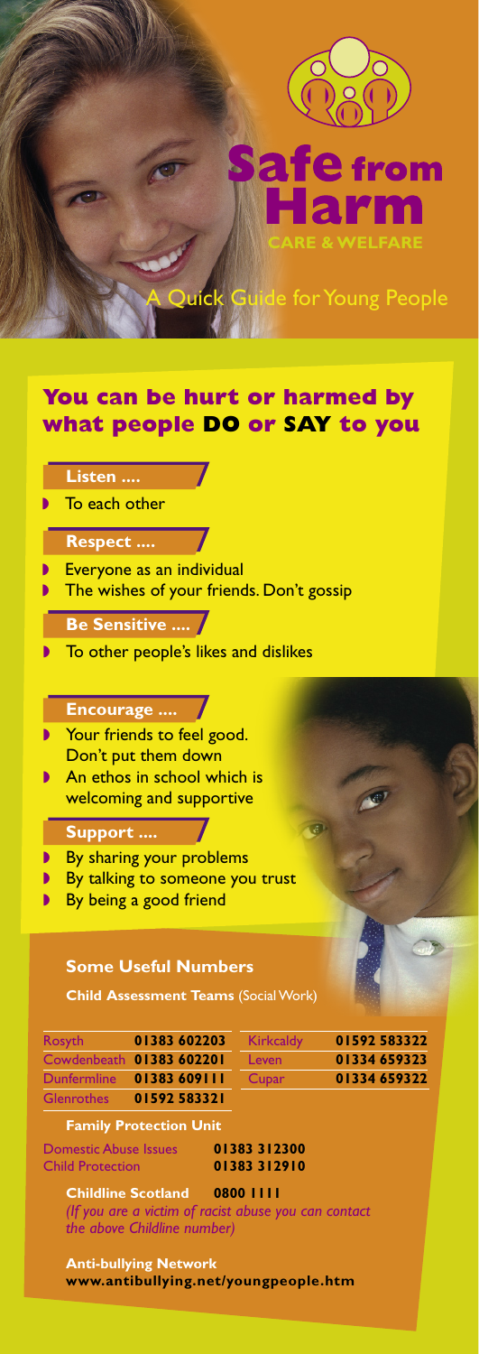# Safe from Harm

**CARE & WELFARE**

A Quick Guide for Young People

## You can be hurt or harmed by what people DO or SAY to you

**Listen ....**

- To each other

**Respect ....**

- Everyone as an individual
- The wishes of your friends. Don't gossip

**Be Sensitive ....**

- To other people's likes and dislikes

**Encourage ....**

- Your friends to feel good. Don't put them down
- An ethos in school which is welcoming and supportive

**Support ....**

- By sharing your problems
- By talking to someone you trust
- By being a good friend

### Some Useful Numbers

**Child Assessment Teams** (Social Work)

| | | | |
|---|---|---|---|
| Rosyth | **01383 602203** | Kirkcaldy | **01592 583322** |
| Cowdenbeath | **01383 602201** | Leven | **01334 659323** |
| Dunfermline | **01383 609111** | Cupar | **01334 659322** |
| Glenrothes | **01592 583321** | | |

**Family Protection Unit**

| | |
|---|---|
| Domestic Abuse Issues | **01383 312300** |
| Child Protection | **01383 312910** |

**Childline Scotland** **0800 1111**

*(If you are a victim of racist abuse you can contact the above Childline number)*

**Anti-bullying Network**
**www.antibullying.net/youngpeople.htm**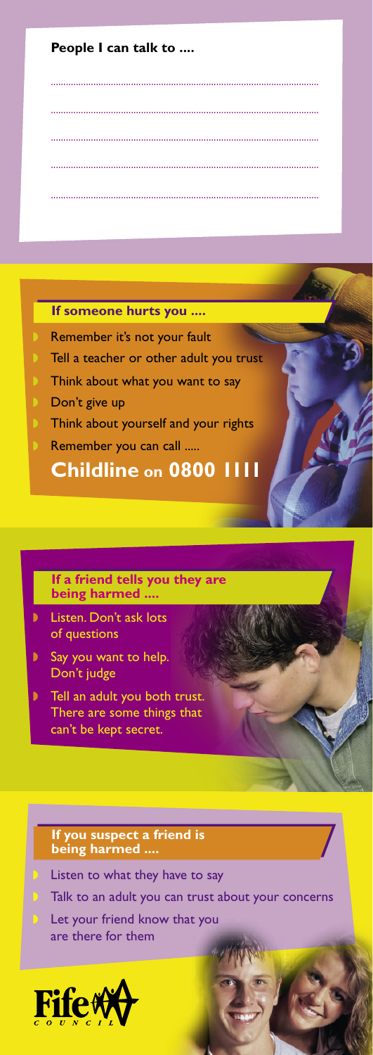**People I can talk to ....**

........................................................................................................

........................................................................................................

........................................................................................................

........................................................................................................

........................................................................................................

### If someone hurts you ....

- Remember it's not your fault
- Tell a teacher or other adult you trust
- Think about what you want to say
- Don't give up
- Think about yourself and your rights
- Remember you can call .....

**Childline on 0800 1111**

### If a friend tells you they are being harmed ....

- Listen. Don't ask lots of questions
- Say you want to help. Don't judge
- Tell an adult you both trust. There are some things that can't be kept secret.

### If you suspect a friend is being harmed ....

- Listen to what they have to say
- Talk to an adult you can trust about your concerns
- Let your friend know that you are there for them

Fife COUNCIL